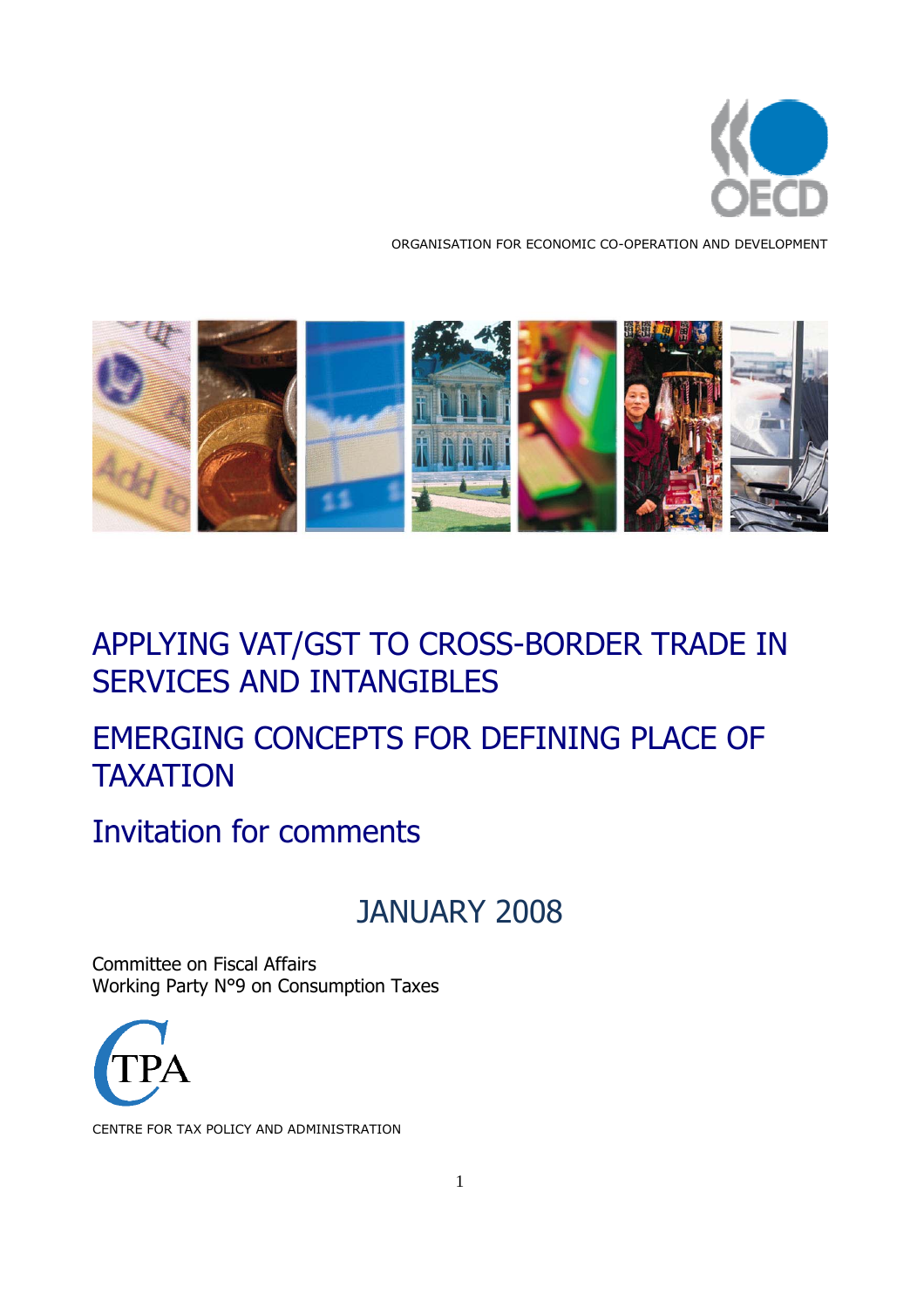ORGANISATION FOR ECONOMIC CO-OPERATION AND DEVELOPMENT

# APPLYING VAT/GST TO CROSS-BORDER TRADE IN SERVICES AND INTANGIBLES

# EMERGING CONCEPTS FOR DEFINING PLACE OF TAXATION

## Invitation for comments

## JANUARY 2008

Committee on Fiscal Affairs
Working Party N°9 on Consumption Taxes

CENTRE FOR TAX POLICY AND ADMINISTRATION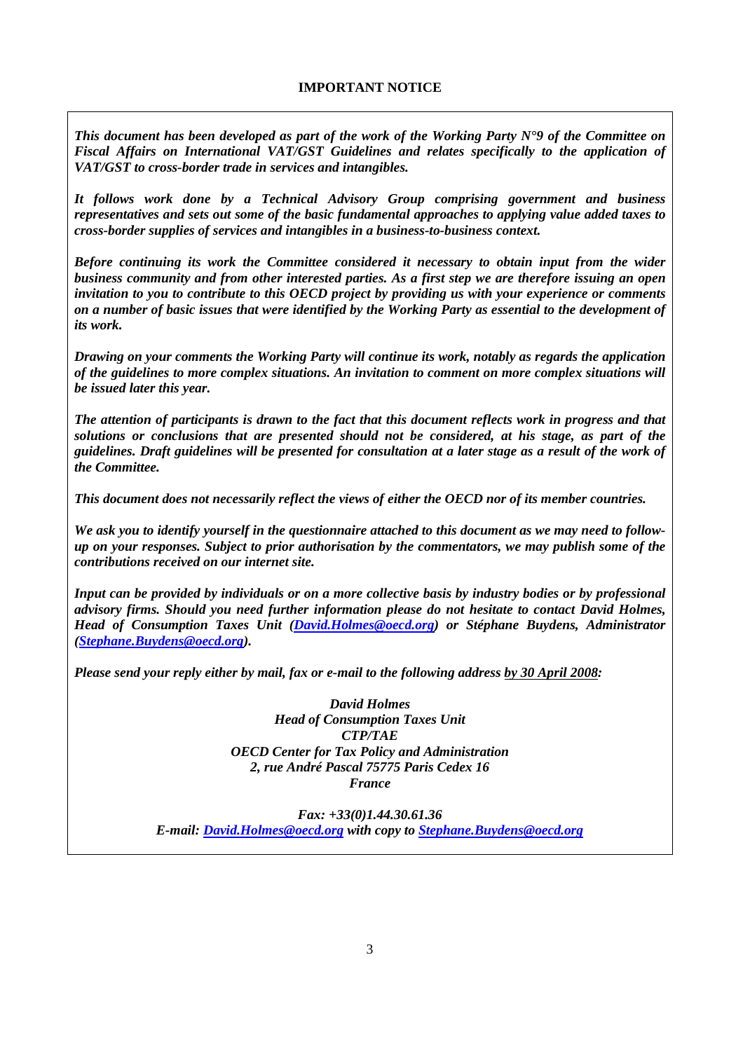**IMPORTANT NOTICE**

***This document has been developed as part of the work of the Working Party N°9 of the Committee on Fiscal Affairs on International VAT/GST Guidelines and relates specifically to the application of VAT/GST to cross-border trade in services and intangibles.***

***It follows work done by a Technical Advisory Group comprising government and business representatives and sets out some of the basic fundamental approaches to applying value added taxes to cross-border supplies of services and intangibles in a business-to-business context.***

***Before continuing its work the Committee considered it necessary to obtain input from the wider business community and from other interested parties. As a first step we are therefore issuing an open invitation to you to contribute to this OECD project by providing us with your experience or comments on a number of basic issues that were identified by the Working Party as essential to the development of its work.***

***Drawing on your comments the Working Party will continue its work, notably as regards the application of the guidelines to more complex situations. An invitation to comment on more complex situations will be issued later this year.***

***The attention of participants is drawn to the fact that this document reflects work in progress and that solutions or conclusions that are presented should not be considered, at his stage, as part of the guidelines. Draft guidelines will be presented for consultation at a later stage as a result of the work of the Committee.***

***This document does not necessarily reflect the views of either the OECD nor of its member countries.***

***We ask you to identify yourself in the questionnaire attached to this document as we may need to follow-up on your responses. Subject to prior authorisation by the commentators, we may publish some of the contributions received on our internet site.***

***Input can be provided by individuals or on a more collective basis by industry bodies or by professional advisory firms. Should you need further information please do not hesitate to contact David Holmes, Head of Consumption Taxes Unit (David.Holmes@oecd.org) or Stéphane Buydens, Administrator (Stephane.Buydens@oecd.org).***

***Please send your reply either by mail, fax or e-mail to the following address by 30 April 2008:***

***David Holmes***
***Head of Consumption Taxes Unit***
***CTP/TAE***
***OECD Center for Tax Policy and Administration***
***2, rue André Pascal 75775 Paris Cedex 16***
***France***

***Fax: +33(0)1.44.30.61.36***
***E-mail: David.Holmes@oecd.org with copy to Stephane.Buydens@oecd.org***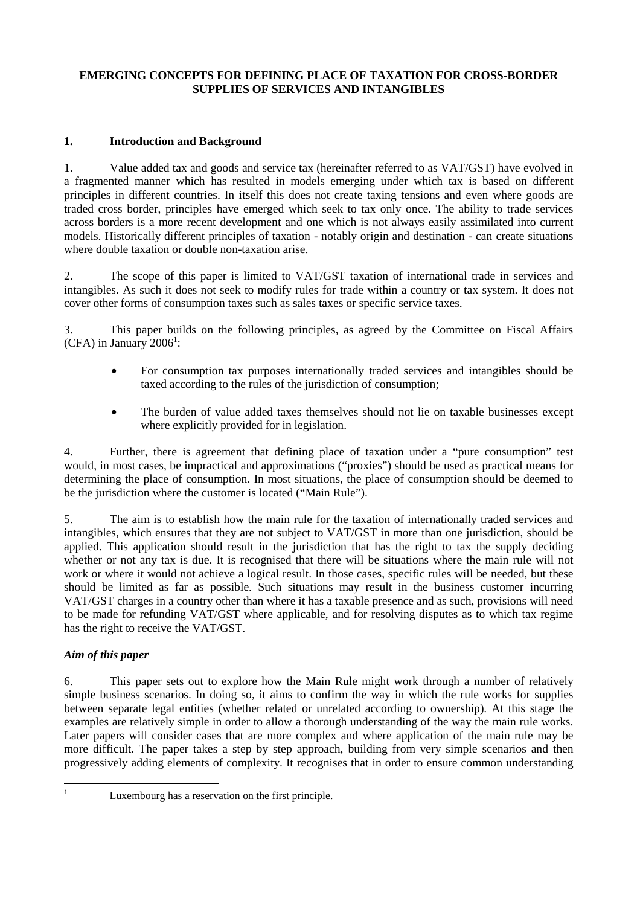# EMERGING CONCEPTS FOR DEFINING PLACE OF TAXATION FOR CROSS-BORDER SUPPLIES OF SERVICES AND INTANGIBLES

## 1. Introduction and Background

1. Value added tax and goods and service tax (hereinafter referred to as VAT/GST) have evolved in a fragmented manner which has resulted in models emerging under which tax is based on different principles in different countries. In itself this does not create taxing tensions and even where goods are traded cross border, principles have emerged which seek to tax only once. The ability to trade services across borders is a more recent development and one which is not always easily assimilated into current models. Historically different principles of taxation - notably origin and destination - can create situations where double taxation or double non-taxation arise.

2. The scope of this paper is limited to VAT/GST taxation of international trade in services and intangibles. As such it does not seek to modify rules for trade within a country or tax system. It does not cover other forms of consumption taxes such as sales taxes or specific service taxes.

3. This paper builds on the following principles, as agreed by the Committee on Fiscal Affairs (CFA) in January 2006[1]:

- For consumption tax purposes internationally traded services and intangibles should be taxed according to the rules of the jurisdiction of consumption;
- The burden of value added taxes themselves should not lie on taxable businesses except where explicitly provided for in legislation.

4. Further, there is agreement that defining place of taxation under a "pure consumption" test would, in most cases, be impractical and approximations ("proxies") should be used as practical means for determining the place of consumption. In most situations, the place of consumption should be deemed to be the jurisdiction where the customer is located ("Main Rule").

5. The aim is to establish how the main rule for the taxation of internationally traded services and intangibles, which ensures that they are not subject to VAT/GST in more than one jurisdiction, should be applied. This application should result in the jurisdiction that has the right to tax the supply deciding whether or not any tax is due. It is recognised that there will be situations where the main rule will not work or where it would not achieve a logical result. In those cases, specific rules will be needed, but these should be limited as far as possible. Such situations may result in the business customer incurring VAT/GST charges in a country other than where it has a taxable presence and as such, provisions will need to be made for refunding VAT/GST where applicable, and for resolving disputes as to which tax regime has the right to receive the VAT/GST.

### *Aim of this paper*

6. This paper sets out to explore how the Main Rule might work through a number of relatively simple business scenarios. In doing so, it aims to confirm the way in which the rule works for supplies between separate legal entities (whether related or unrelated according to ownership). At this stage the examples are relatively simple in order to allow a thorough understanding of the way the main rule works. Later papers will consider cases that are more complex and where application of the main rule may be more difficult. The paper takes a step by step approach, building from very simple scenarios and then progressively adding elements of complexity. It recognises that in order to ensure common understanding

[1] Luxembourg has a reservation on the first principle.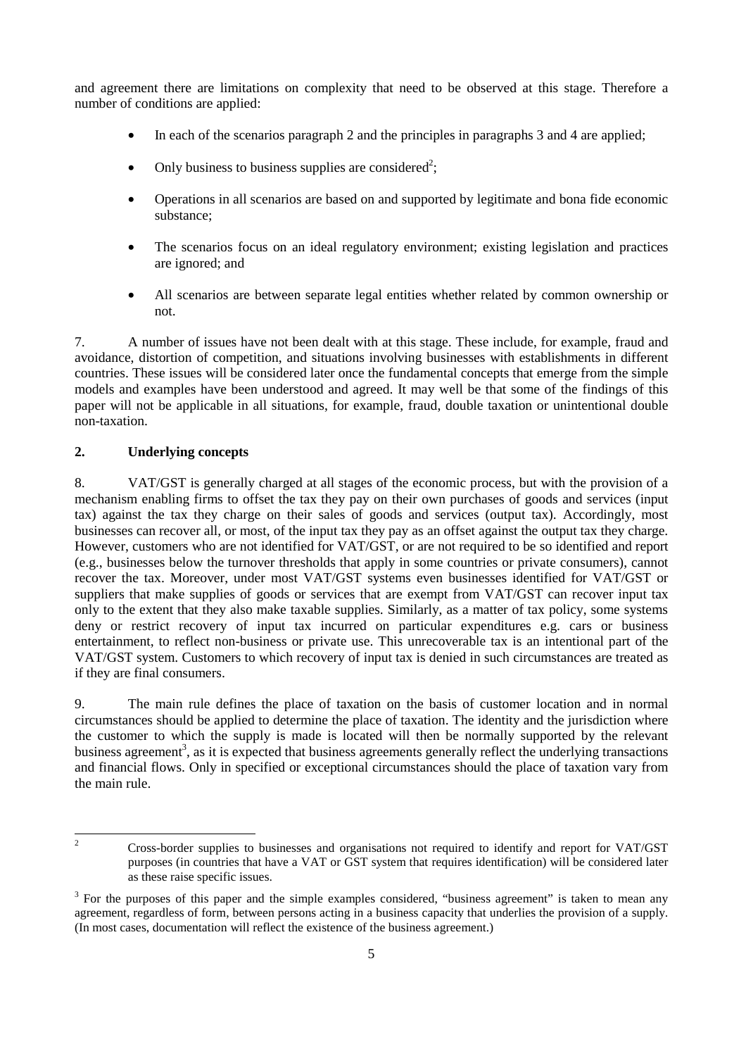and agreement there are limitations on complexity that need to be observed at this stage. Therefore a number of conditions are applied:

- In each of the scenarios paragraph 2 and the principles in paragraphs 3 and 4 are applied;
- Only business to business supplies are considered[2];
- Operations in all scenarios are based on and supported by legitimate and bona fide economic substance;
- The scenarios focus on an ideal regulatory environment; existing legislation and practices are ignored; and
- All scenarios are between separate legal entities whether related by common ownership or not.

7. A number of issues have not been dealt with at this stage. These include, for example, fraud and avoidance, distortion of competition, and situations involving businesses with establishments in different countries. These issues will be considered later once the fundamental concepts that emerge from the simple models and examples have been understood and agreed. It may well be that some of the findings of this paper will not be applicable in all situations, for example, fraud, double taxation or unintentional double non-taxation.

## 2. Underlying concepts

8. VAT/GST is generally charged at all stages of the economic process, but with the provision of a mechanism enabling firms to offset the tax they pay on their own purchases of goods and services (input tax) against the tax they charge on their sales of goods and services (output tax). Accordingly, most businesses can recover all, or most, of the input tax they pay as an offset against the output tax they charge. However, customers who are not identified for VAT/GST, or are not required to be so identified and report (e.g., businesses below the turnover thresholds that apply in some countries or private consumers), cannot recover the tax. Moreover, under most VAT/GST systems even businesses identified for VAT/GST or suppliers that make supplies of goods or services that are exempt from VAT/GST can recover input tax only to the extent that they also make taxable supplies. Similarly, as a matter of tax policy, some systems deny or restrict recovery of input tax incurred on particular expenditures e.g. cars or business entertainment, to reflect non-business or private use. This unrecoverable tax is an intentional part of the VAT/GST system. Customers to which recovery of input tax is denied in such circumstances are treated as if they are final consumers.

9. The main rule defines the place of taxation on the basis of customer location and in normal circumstances should be applied to determine the place of taxation. The identity and the jurisdiction where the customer to which the supply is made is located will then be normally supported by the relevant business agreement[3], as it is expected that business agreements generally reflect the underlying transactions and financial flows. Only in specified or exceptional circumstances should the place of taxation vary from the main rule.

---

[2] Cross-border supplies to businesses and organisations not required to identify and report for VAT/GST purposes (in countries that have a VAT or GST system that requires identification) will be considered later as these raise specific issues.

[3] For the purposes of this paper and the simple examples considered, "business agreement" is taken to mean any agreement, regardless of form, between persons acting in a business capacity that underlies the provision of a supply. (In most cases, documentation will reflect the existence of the business agreement.)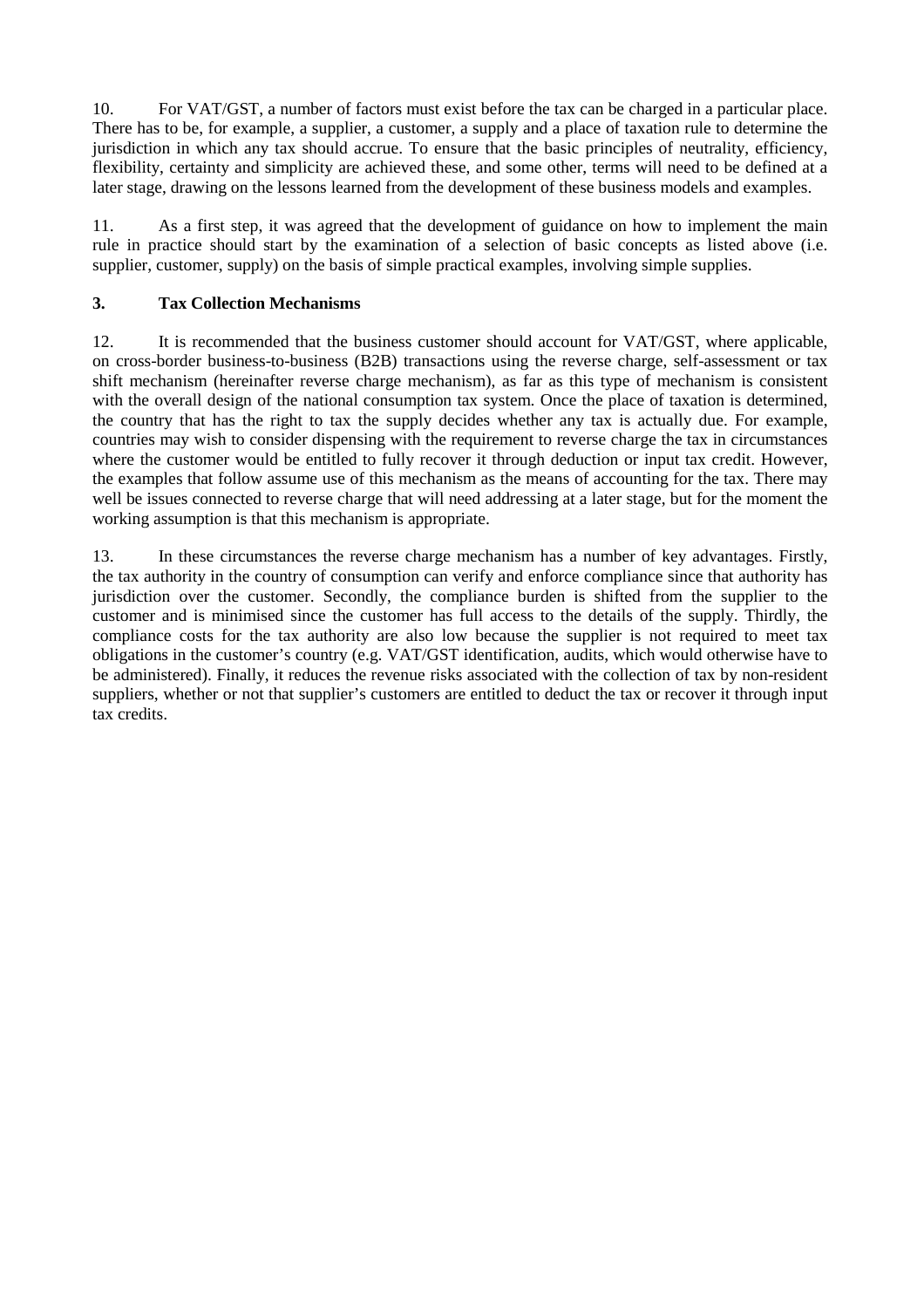10. For VAT/GST, a number of factors must exist before the tax can be charged in a particular place. There has to be, for example, a supplier, a customer, a supply and a place of taxation rule to determine the jurisdiction in which any tax should accrue. To ensure that the basic principles of neutrality, efficiency, flexibility, certainty and simplicity are achieved these, and some other, terms will need to be defined at a later stage, drawing on the lessons learned from the development of these business models and examples.

11. As a first step, it was agreed that the development of guidance on how to implement the main rule in practice should start by the examination of a selection of basic concepts as listed above (i.e. supplier, customer, supply) on the basis of simple practical examples, involving simple supplies.

### 3. Tax Collection Mechanisms

12. It is recommended that the business customer should account for VAT/GST, where applicable, on cross-border business-to-business (B2B) transactions using the reverse charge, self-assessment or tax shift mechanism (hereinafter reverse charge mechanism), as far as this type of mechanism is consistent with the overall design of the national consumption tax system. Once the place of taxation is determined, the country that has the right to tax the supply decides whether any tax is actually due. For example, countries may wish to consider dispensing with the requirement to reverse charge the tax in circumstances where the customer would be entitled to fully recover it through deduction or input tax credit. However, the examples that follow assume use of this mechanism as the means of accounting for the tax. There may well be issues connected to reverse charge that will need addressing at a later stage, but for the moment the working assumption is that this mechanism is appropriate.

13. In these circumstances the reverse charge mechanism has a number of key advantages. Firstly, the tax authority in the country of consumption can verify and enforce compliance since that authority has jurisdiction over the customer. Secondly, the compliance burden is shifted from the supplier to the customer and is minimised since the customer has full access to the details of the supply. Thirdly, the compliance costs for the tax authority are also low because the supplier is not required to meet tax obligations in the customer's country (e.g. VAT/GST identification, audits, which would otherwise have to be administered). Finally, it reduces the revenue risks associated with the collection of tax by non-resident suppliers, whether or not that supplier's customers are entitled to deduct the tax or recover it through input tax credits.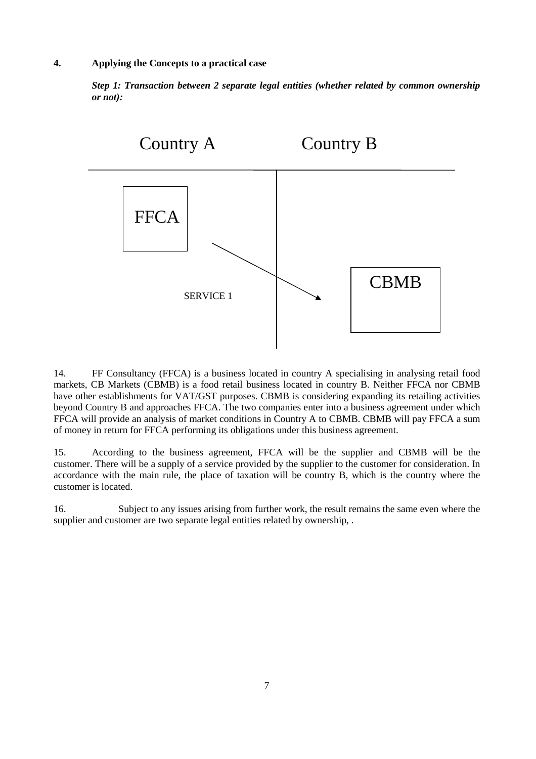## 4. Applying the Concepts to a practical case

***Step 1: Transaction between 2 separate legal entities (whether related by common ownership or not):***

Country A Country B

FFCA

SERVICE 1

CBMB

14. FF Consultancy (FFCA) is a business located in country A specialising in analysing retail food markets, CB Markets (CBMB) is a food retail business located in country B. Neither FFCA nor CBMB have other establishments for VAT/GST purposes. CBMB is considering expanding its retailing activities beyond Country B and approaches FFCA. The two companies enter into a business agreement under which FFCA will provide an analysis of market conditions in Country A to CBMB. CBMB will pay FFCA a sum of money in return for FFCA performing its obligations under this business agreement.

15. According to the business agreement, FFCA will be the supplier and CBMB will be the customer. There will be a supply of a service provided by the supplier to the customer for consideration. In accordance with the main rule, the place of taxation will be country B, which is the country where the customer is located.

16. Subject to any issues arising from further work, the result remains the same even where the supplier and customer are two separate legal entities related by ownership, .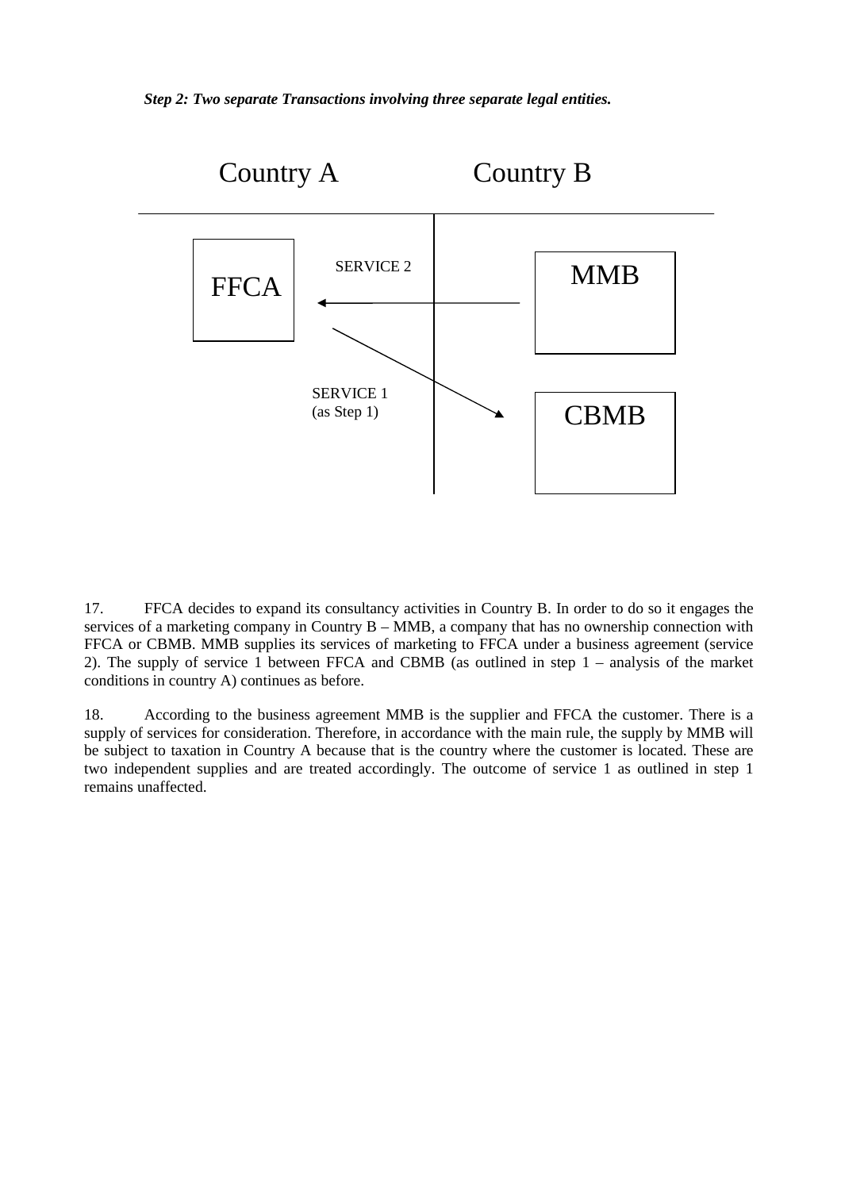***Step 2: Two separate Transactions involving three separate legal entities.***

Country A Country B

FFCA

SERVICE 2

MMB

SERVICE 1
(as Step 1)

CBMB

17. FFCA decides to expand its consultancy activities in Country B. In order to do so it engages the services of a marketing company in Country B – MMB, a company that has no ownership connection with FFCA or CBMB. MMB supplies its services of marketing to FFCA under a business agreement (service 2). The supply of service 1 between FFCA and CBMB (as outlined in step 1 – analysis of the market conditions in country A) continues as before.

18. According to the business agreement MMB is the supplier and FFCA the customer. There is a supply of services for consideration. Therefore, in accordance with the main rule, the supply by MMB will be subject to taxation in Country A because that is the country where the customer is located. These are two independent supplies and are treated accordingly. The outcome of service 1 as outlined in step 1 remains unaffected.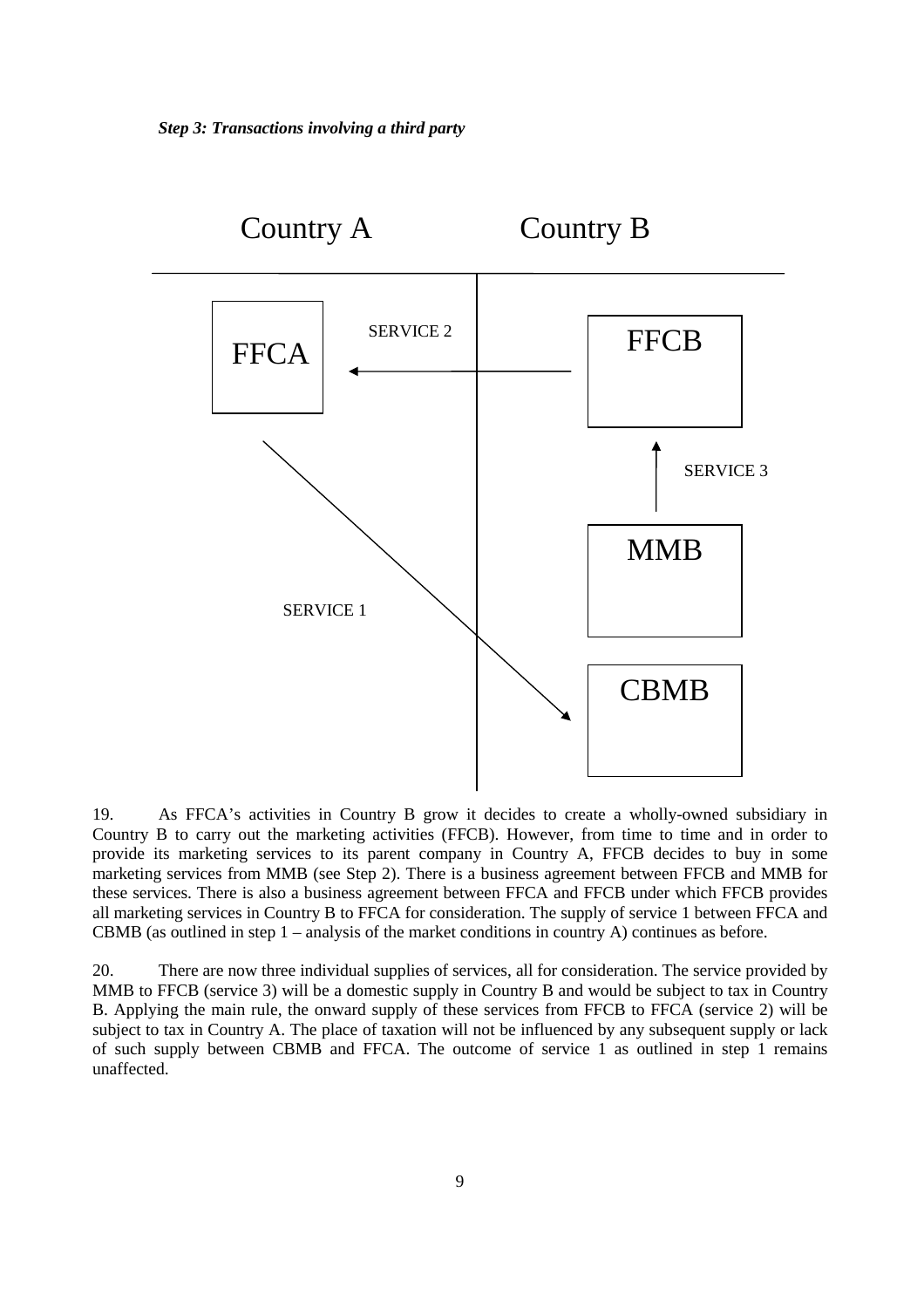*Step 3: Transactions involving a third party*

Country A Country B

FFCA

SERVICE 2

FFCB

SERVICE 3

MMB

SERVICE 1

CBMB

19. As FFCA's activities in Country B grow it decides to create a wholly-owned subsidiary in Country B to carry out the marketing activities (FFCB). However, from time to time and in order to provide its marketing services to its parent company in Country A, FFCB decides to buy in some marketing services from MMB (see Step 2). There is a business agreement between FFCB and MMB for these services. There is also a business agreement between FFCA and FFCB under which FFCB provides all marketing services in Country B to FFCA for consideration. The supply of service 1 between FFCA and CBMB (as outlined in step 1 – analysis of the market conditions in country A) continues as before.

20. There are now three individual supplies of services, all for consideration. The service provided by MMB to FFCB (service 3) will be a domestic supply in Country B and would be subject to tax in Country B. Applying the main rule, the onward supply of these services from FFCB to FFCA (service 2) will be subject to tax in Country A. The place of taxation will not be influenced by any subsequent supply or lack of such supply between CBMB and FFCA. The outcome of service 1 as outlined in step 1 remains unaffected.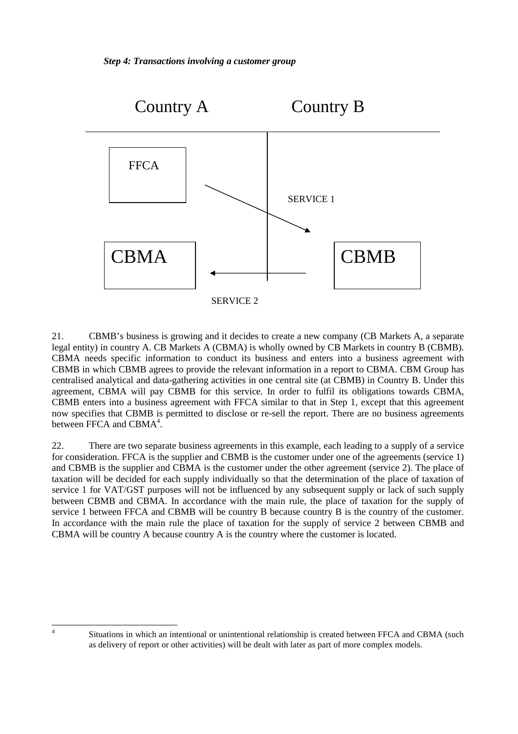*Step 4: Transactions involving a customer group*

Country A Country B

FFCA

SERVICE 1

CBMA CBMB

SERVICE 2

21. CBMB's business is growing and it decides to create a new company (CB Markets A, a separate legal entity) in country A. CB Markets A (CBMA) is wholly owned by CB Markets in country B (CBMB). CBMA needs specific information to conduct its business and enters into a business agreement with CBMB in which CBMB agrees to provide the relevant information in a report to CBMA. CBM Group has centralised analytical and data-gathering activities in one central site (at CBMB) in Country B. Under this agreement, CBMA will pay CBMB for this service. In order to fulfil its obligations towards CBMA, CBMB enters into a business agreement with FFCA similar to that in Step 1, except that this agreement now specifies that CBMB is permitted to disclose or re-sell the report. There are no business agreements between FFCA and CBMA[4].

22. There are two separate business agreements in this example, each leading to a supply of a service for consideration. FFCA is the supplier and CBMB is the customer under one of the agreements (service 1) and CBMB is the supplier and CBMA is the customer under the other agreement (service 2). The place of taxation will be decided for each supply individually so that the determination of the place of taxation of service 1 for VAT/GST purposes will not be influenced by any subsequent supply or lack of such supply between CBMB and CBMA. In accordance with the main rule, the place of taxation for the supply of service 1 between FFCA and CBMB will be country B because country B is the country of the customer. In accordance with the main rule the place of taxation for the supply of service 2 between CBMB and CBMA will be country A because country A is the country where the customer is located.

[4] Situations in which an intentional or unintentional relationship is created between FFCA and CBMA (such as delivery of report or other activities) will be dealt with later as part of more complex models.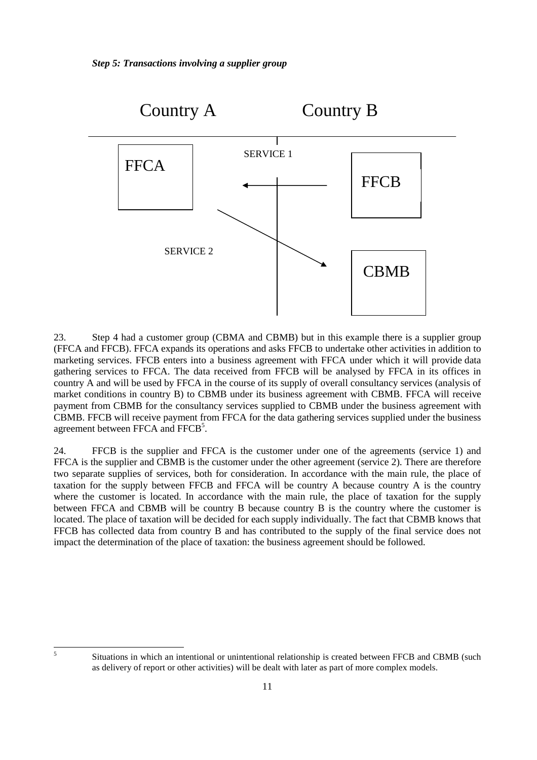***Step 5: Transactions involving a supplier group***

Country A Country B

FFCA

SERVICE 1

FFCB

SERVICE 2

CBMB

23. Step 4 had a customer group (CBMA and CBMB) but in this example there is a supplier group (FFCA and FFCB). FFCA expands its operations and asks FFCB to undertake other activities in addition to marketing services. FFCB enters into a business agreement with FFCA under which it will provide data gathering services to FFCA. The data received from FFCB will be analysed by FFCA in its offices in country A and will be used by FFCA in the course of its supply of overall consultancy services (analysis of market conditions in country B) to CBMB under its business agreement with CBMB. FFCA will receive payment from CBMB for the consultancy services supplied to CBMB under the business agreement with CBMB. FFCB will receive payment from FFCA for the data gathering services supplied under the business agreement between FFCA and FFCB[5].

24. FFCB is the supplier and FFCA is the customer under one of the agreements (service 1) and FFCA is the supplier and CBMB is the customer under the other agreement (service 2). There are therefore two separate supplies of services, both for consideration. In accordance with the main rule, the place of taxation for the supply between FFCB and FFCA will be country A because country A is the country where the customer is located. In accordance with the main rule, the place of taxation for the supply between FFCA and CBMB will be country B because country B is the country where the customer is located. The place of taxation will be decided for each supply individually. The fact that CBMB knows that FFCB has collected data from country B and has contributed to the supply of the final service does not impact the determination of the place of taxation: the business agreement should be followed.

[5] Situations in which an intentional or unintentional relationship is created between FFCB and CBMB (such as delivery of report or other activities) will be dealt with later as part of more complex models.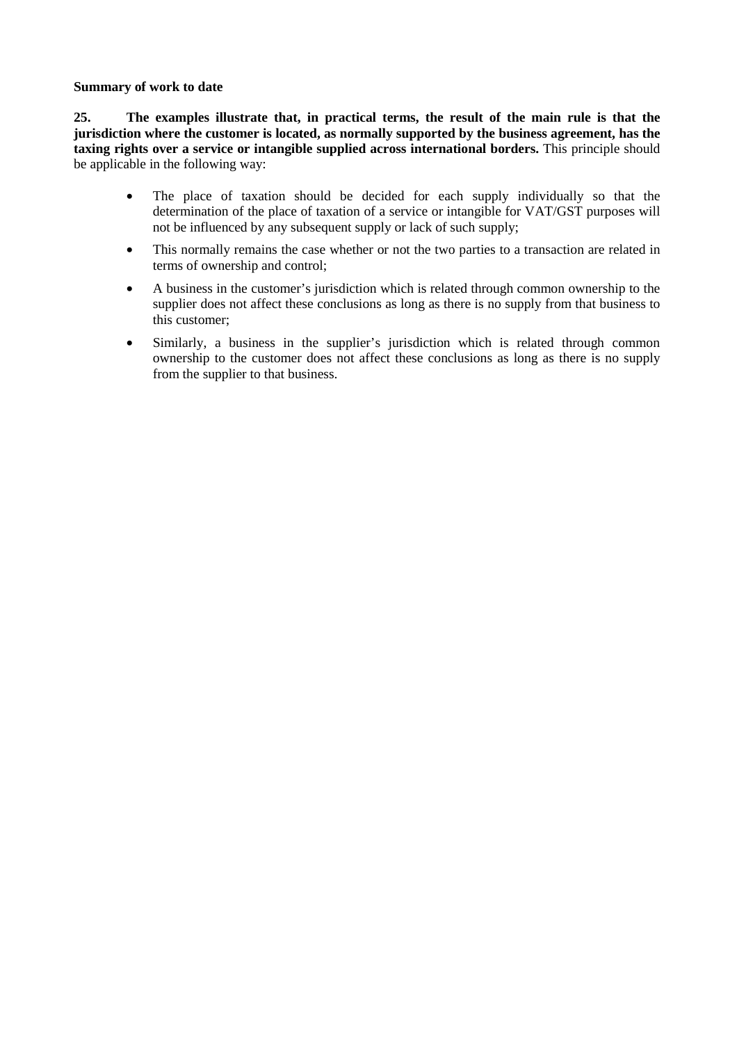**Summary of work to date**

**25. The examples illustrate that, in practical terms, the result of the main rule is that the jurisdiction where the customer is located, as normally supported by the business agreement, has the taxing rights over a service or intangible supplied across international borders.** This principle should be applicable in the following way:

- The place of taxation should be decided for each supply individually so that the determination of the place of taxation of a service or intangible for VAT/GST purposes will not be influenced by any subsequent supply or lack of such supply;
- This normally remains the case whether or not the two parties to a transaction are related in terms of ownership and control;
- A business in the customer's jurisdiction which is related through common ownership to the supplier does not affect these conclusions as long as there is no supply from that business to this customer;
- Similarly, a business in the supplier's jurisdiction which is related through common ownership to the customer does not affect these conclusions as long as there is no supply from the supplier to that business.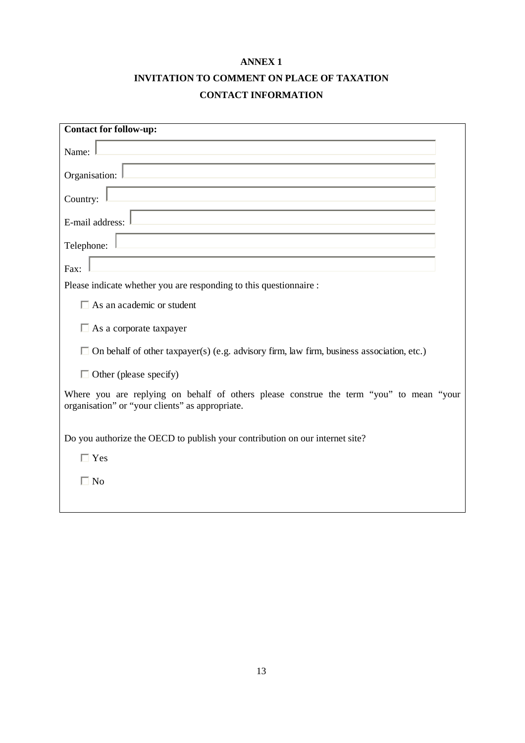**ANNEX 1**

**INVITATION TO COMMENT ON PLACE OF TAXATION**

**CONTACT INFORMATION**

**Contact for follow-up:**

Name:

Organisation:

Country:

E-mail address:

Telephone:

Fax:

Please indicate whether you are responding to this questionnaire :

- ☐ As an academic or student
- ☐ As a corporate taxpayer
- ☐ On behalf of other taxpayer(s) (e.g. advisory firm, law firm, business association, etc.)
- ☐ Other (please specify)

Where you are replying on behalf of others please construe the term "you" to mean "your organisation" or "your clients" as appropriate.

Do you authorize the OECD to publish your contribution on our internet site?

- ☐ Yes
- ☐ No